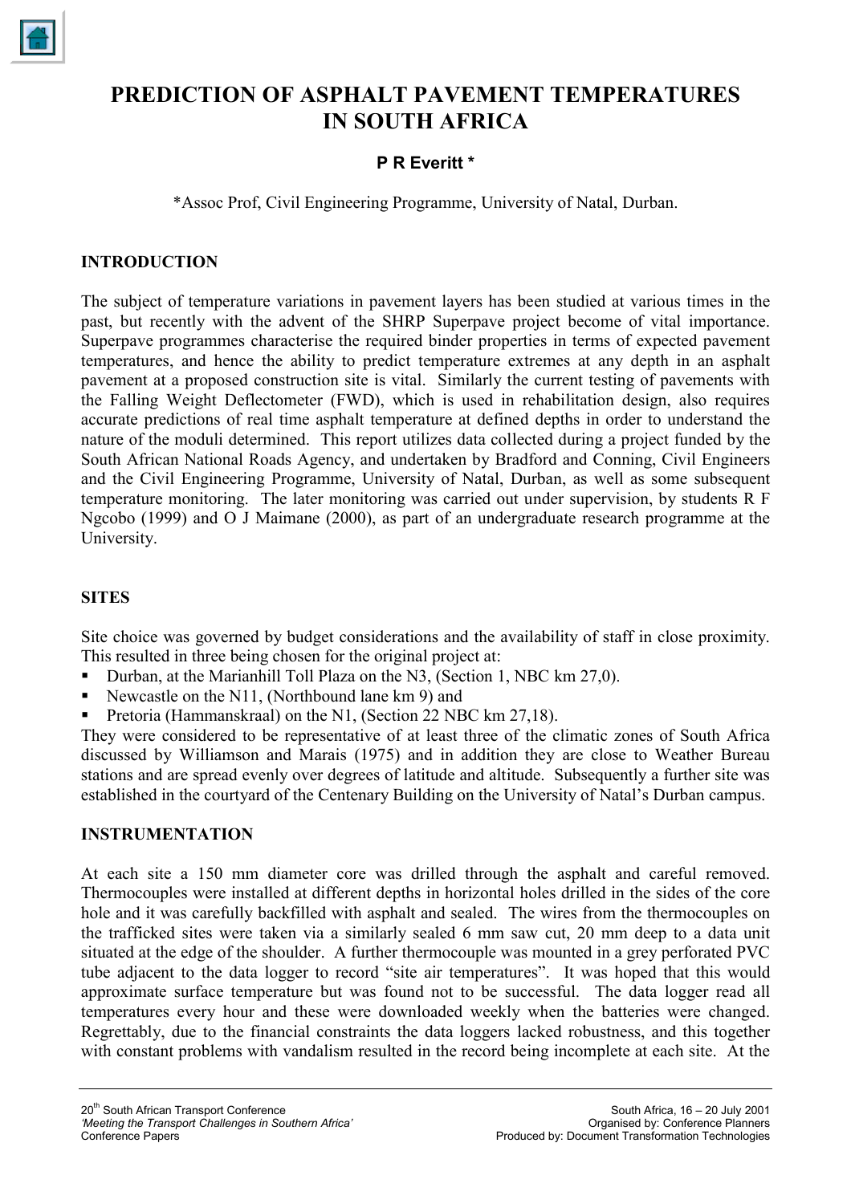# PREDICTION OF ASPHALT PAVEMENT TEMPERATURES IN SOUTH AFRICA

**P R Everitt \***

\*Assoc Prof, Civil Engineering Programme, University of Natal, Durban.

## INTRODUCTION

The subject of temperature variations in pavement layers has been studied at various times in the past, but recently with the advent of the SHRP Superpave project become of vital importance. Superpave programmes characterise the required binder properties in terms of expected pavement temperatures, and hence the ability to predict temperature extremes at any depth in an asphalt pavement at a proposed construction site is vital. Similarly the current testing of pavements with the Falling Weight Deflectometer (FWD), which is used in rehabilitation design, also requires accurate predictions of real time asphalt temperature at defined depths in order to understand the nature of the moduli determined. This report utilizes data collected during a project funded by the South African National Roads Agency, and undertaken by Bradford and Conning, Civil Engineers and the Civil Engineering Programme, University of Natal, Durban, as well as some subsequent temperature monitoring. The later monitoring was carried out under supervision, by students R F Ngcobo (1999) and O J Maimane (2000), as part of an undergraduate research programme at the University.

## SITES

Site choice was governed by budget considerations and the availability of staff in close proximity. This resulted in three being chosen for the original project at:

- Durban, at the Marianhill Toll Plaza on the N3, (Section 1, NBC km 27,0).
- Newcastle on the N11, (Northbound lane km 9) and
- Pretoria (Hammanskraal) on the N1, (Section 22 NBC km 27,18).

They were considered to be representative of at least three of the climatic zones of South Africa discussed by Williamson and Marais (1975) and in addition they are close to Weather Bureau stations and are spread evenly over degrees of latitude and altitude. Subsequently a further site was established in the courtyard of the Centenary Building on the University of Natal's Durban campus.

## INSTRUMENTATION

At each site a 150 mm diameter core was drilled through the asphalt and careful removed. Thermocouples were installed at different depths in horizontal holes drilled in the sides of the core hole and it was carefully backfilled with asphalt and sealed. The wires from the thermocouples on the trafficked sites were taken via a similarly sealed 6 mm saw cut, 20 mm deep to a data unit situated at the edge of the shoulder. A further thermocouple was mounted in a grey perforated PVC tube adjacent to the data logger to record "site air temperatures". It was hoped that this would approximate surface temperature but was found not to be successful. The data logger read all temperatures every hour and these were downloaded weekly when the batteries were changed. Regrettably, due to the financial constraints the data loggers lacked robustness, and this together with constant problems with vandalism resulted in the record being incomplete at each site. At the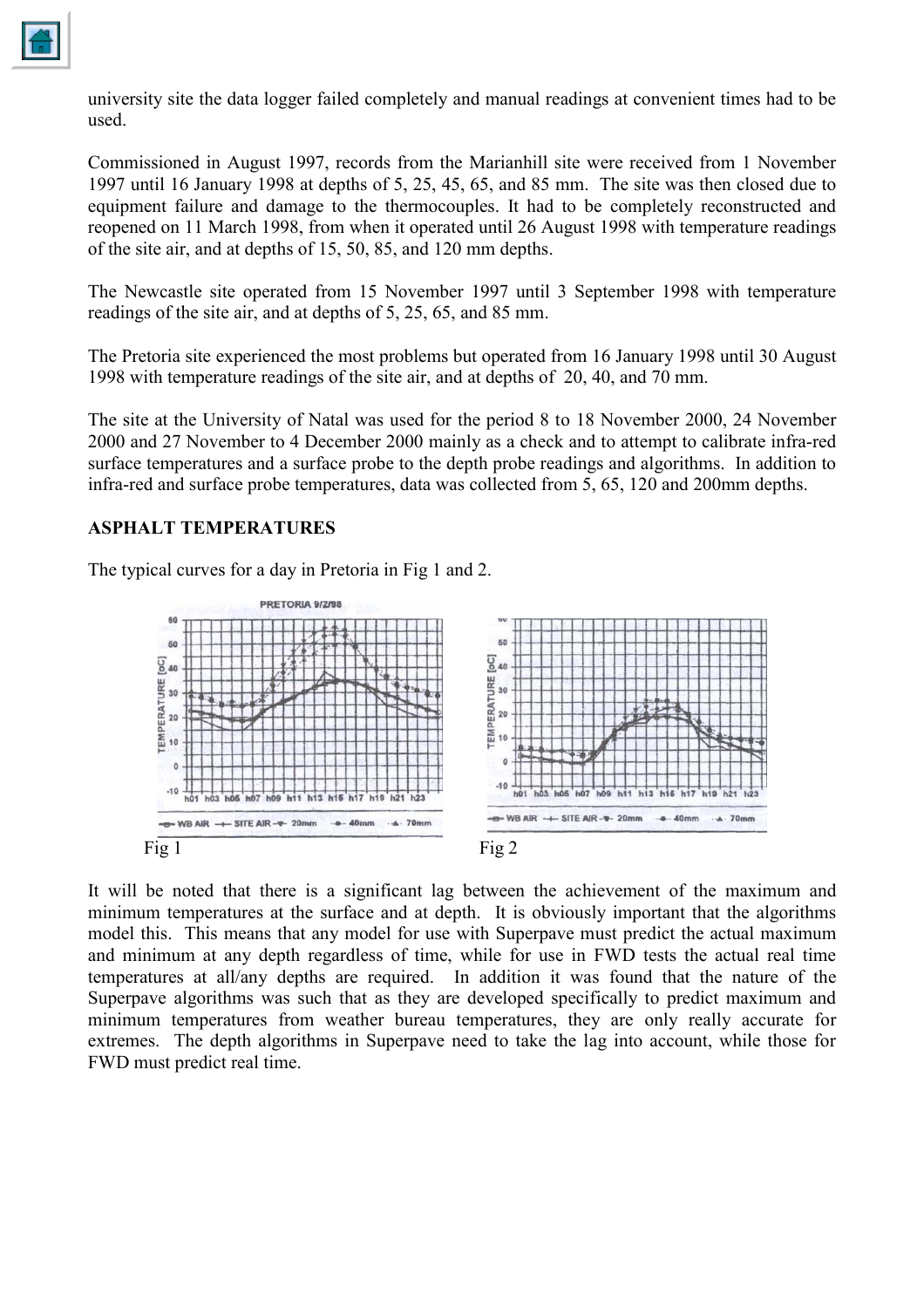university site the data logger failed completely and manual readings at convenient times had to be used.

Commissioned in August 1997, records from the Marianhill site were received from 1 November 1997 until 16 January 1998 at depths of 5, 25, 45, 65, and 85 mm. The site was then closed due to equipment failure and damage to the thermocouples. It had to be completely reconstructed and reopened on 11 March 1998, from when it operated until 26 August 1998 with temperature readings of the site air, and at depths of 15, 50, 85, and 120 mm depths.

The Newcastle site operated from 15 November 1997 until 3 September 1998 with temperature readings of the site air, and at depths of 5, 25, 65, and 85 mm.

The Pretoria site experienced the most problems but operated from 16 January 1998 until 30 August 1998 with temperature readings of the site air, and at depths of 20, 40, and 70 mm.

The site at the University of Natal was used for the period 8 to 18 November 2000, 24 November 2000 and 27 November to 4 December 2000 mainly as a check and to attempt to calibrate infra-red surface temperatures and a surface probe to the depth probe readings and algorithms. In addition to infra-red and surface probe temperatures, data was collected from 5, 65, 120 and 200mm depths.

## ASPHALT TEMPERATURES

The typical curves for a day in Pretoria in Fig 1 and 2.

Fig 1

Fig 2

It will be noted that there is a significant lag between the achievement of the maximum and minimum temperatures at the surface and at depth. It is obviously important that the algorithms model this. This means that any model for use with Superpave must predict the actual maximum and minimum at any depth regardless of time, while for use in FWD tests the actual real time temperatures at all/any depths are required. In addition it was found that the nature of the Superpave algorithms was such that as they are developed specifically to predict maximum and minimum temperatures from weather bureau temperatures, they are only really accurate for extremes. The depth algorithms in Superpave need to take the lag into account, while those for FWD must predict real time.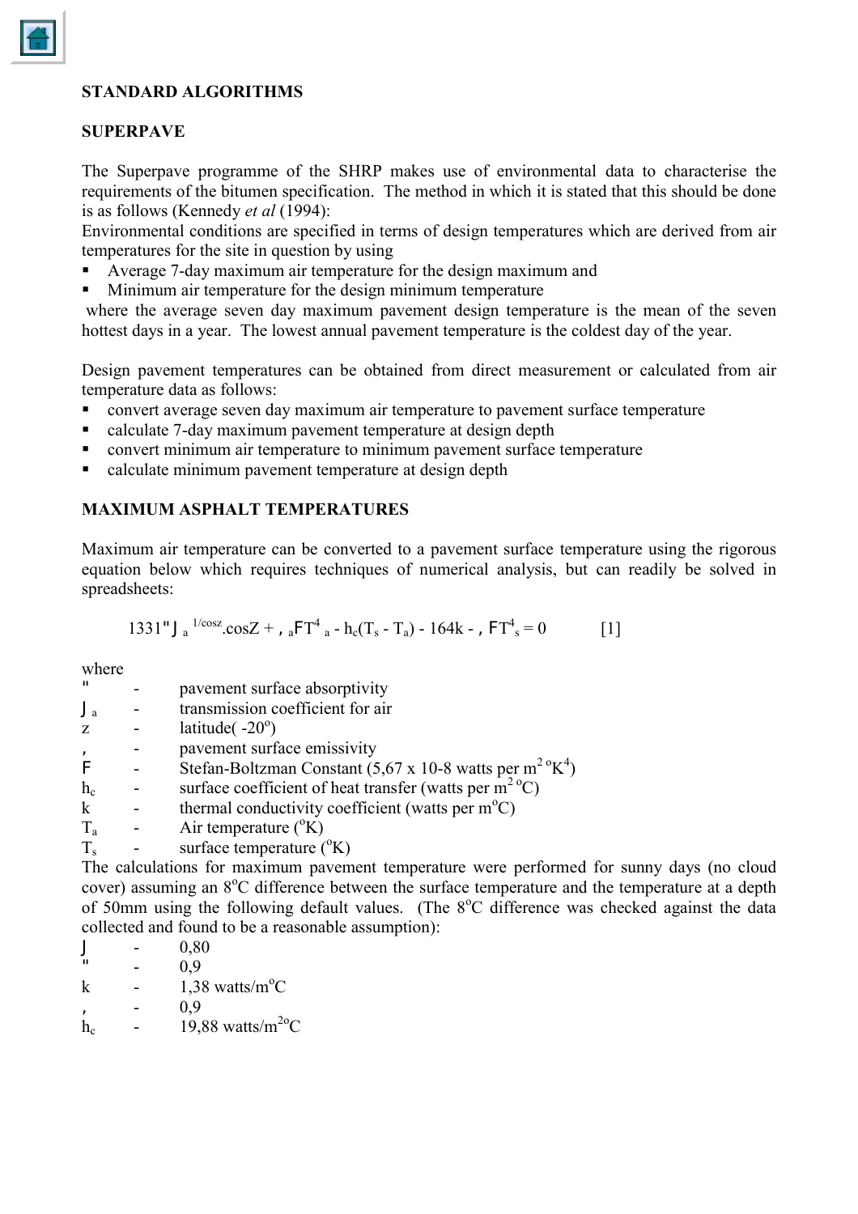### STANDARD ALGORITHMS

### SUPERPAVE

The Superpave programme of the SHRP makes use of environmental data to characterise the requirements of the bitumen specification. The method in which it is stated that this should be done is as follows (Kennedy *et al* (1994):

Environmental conditions are specified in terms of design temperatures which are derived from air temperatures for the site in question by using

- Average 7-day maximum air temperature for the design maximum and
- Minimum air temperature for the design minimum temperature

where the average seven day maximum pavement design temperature is the mean of the seven hottest days in a year. The lowest annual pavement temperature is the coldest day of the year.

Design pavement temperatures can be obtained from direct measurement or calculated from air temperature data as follows:

- convert average seven day maximum air temperature to pavement surface temperature
- calculate 7-day maximum pavement temperature at design depth
- convert minimum air temperature to minimum pavement surface temperature
- calculate minimum pavement temperature at design depth

### MAXIMUM ASPHALT TEMPERATURES

Maximum air temperature can be converted to a pavement surface temperature using the rigorous equation below which requires techniques of numerical analysis, but can readily be solved in spreadsheets:

$$1331\alpha\tau_a^{1/\cos z}.\cos Z + \varepsilon_a\sigma T_a^4 - h_c(T_s - T_a) - 164k - \varepsilon\sigma T_s^4 = 0 \qquad [1]$$

where

- $\alpha$ - pavement surface absorptivity
- $\tau_a$ - transmission coefficient for air
- z - latitude( -20°)
- $\varepsilon$ - pavement surface emissivity
- $\sigma$ - Stefan-Boltzman Constant (5,67 x 10-8 watts per $m^2\,{}^oK^4$)
- $h_c$ - surface coefficient of heat transfer (watts per $m^2\,{}^oC$)
- k - thermal conductivity coefficient (watts per m°C)
- $T_a$ - Air temperature (°K)
- $T_s$ - surface temperature (°K)

The calculations for maximum pavement temperature were performed for sunny days (no cloud cover) assuming an 8°C difference between the surface temperature and the temperature at a depth of 50mm using the following default values. (The 8°C difference was checked against the data collected and found to be a reasonable assumption):

- $\tau$ - 0,80
- $\alpha$ - 0,9
- k - 1,38 watts/m°C
- $\varepsilon$ - 0,9
- $h_c$ - 19,88 watts/$m^{2}$°C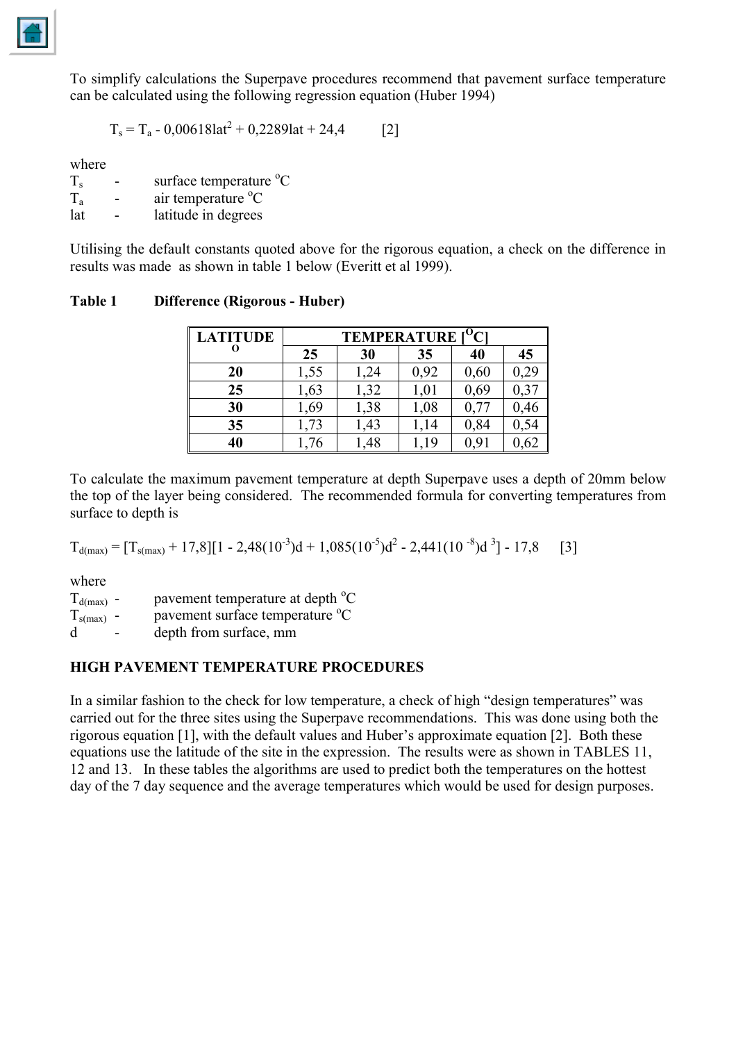To simplify calculations the Superpave procedures recommend that pavement surface temperature can be calculated using the following regression equation (Huber 1994)

$$T_s = T_a - 0{,}00618lat^2 + 0{,}2289lat + 24{,}4 \qquad [2]$$

where

$T_s$ - surface temperature °C

$T_a$ - air temperature °C

lat - latitude in degrees

Utilising the default constants quoted above for the rigorous equation, a check on the difference in results was made as shown in table 1 below (Everitt et al 1999).

**Table 1 Difference (Rigorous - Huber)**

| LATITUDE ° | TEMPERATURE [°C] | | | | |
|---|---|---|---|---|---|
| | 25 | 30 | 35 | 40 | 45 |
| **20** | 1,55 | 1,24 | 0,92 | 0,60 | 0,29 |
| **25** | 1,63 | 1,32 | 1,01 | 0,69 | 0,37 |
| **30** | 1,69 | 1,38 | 1,08 | 0,77 | 0,46 |
| **35** | 1,73 | 1,43 | 1,14 | 0,84 | 0,54 |
| **40** | 1,76 | 1,48 | 1,19 | 0,91 | 0,62 |

To calculate the maximum pavement temperature at depth Superpave uses a depth of 20mm below the top of the layer being considered. The recommended formula for converting temperatures from surface to depth is

$$T_{d(max)} = [T_{s(max)} + 17{,}8][1 - 2{,}48(10^{-3})d + 1{,}085(10^{-5})d^2 - 2{,}441(10^{-8})d^3] - 17{,}8 \qquad [3]$$

where

$T_{d(max)}$ - pavement temperature at depth °C

$T_{s(max)}$ - pavement surface temperature °C

d - depth from surface, mm

## HIGH PAVEMENT TEMPERATURE PROCEDURES

In a similar fashion to the check for low temperature, a check of high "design temperatures" was carried out for the three sites using the Superpave recommendations. This was done using both the rigorous equation [1], with the default values and Huber's approximate equation [2]. Both these equations use the latitude of the site in the expression. The results were as shown in TABLES 11, 12 and 13. In these tables the algorithms are used to predict both the temperatures on the hottest day of the 7 day sequence and the average temperatures which would be used for design purposes.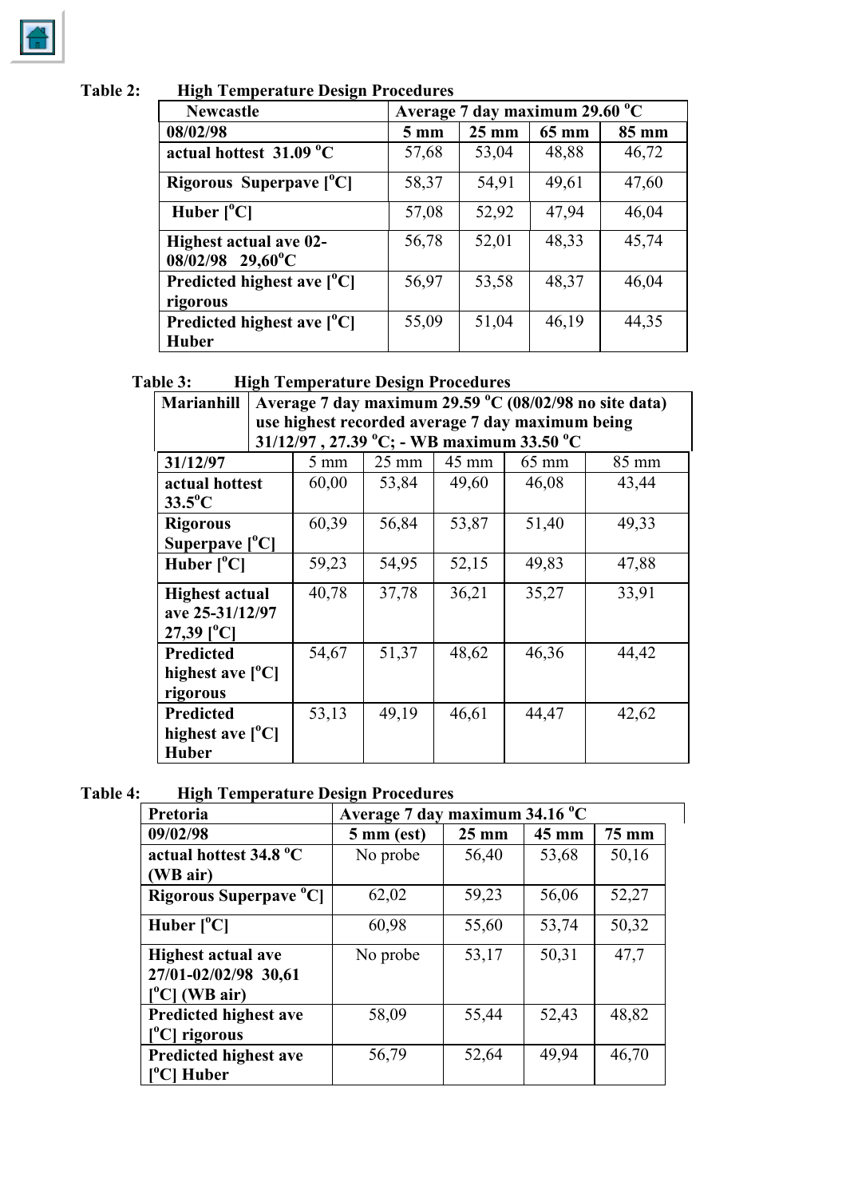**Table 2: High Temperature Design Procedures**

| Newcastle | Average 7 day maximum 29.60 °C | | | |
|---|---|---|---|---|
| 08/02/98 | 5 mm | 25 mm | 65 mm | 85 mm |
| actual hottest 31.09 °C | 57,68 | 53,04 | 48,88 | 46,72 |
| Rigorous Superpave [°C] | 58,37 | 54,91 | 49,61 | 47,60 |
| Huber [°C] | 57,08 | 52,92 | 47,94 | 46,04 |
| Highest actual ave 02-08/02/98 29,60°C | 56,78 | 52,01 | 48,33 | 45,74 |
| Predicted highest ave [°C] rigorous | 56,97 | 53,58 | 48,37 | 46,04 |
| Predicted highest ave [°C] Huber | 55,09 | 51,04 | 46,19 | 44,35 |

**Table 3: High Temperature Design Procedures**

| Marianhill | Average 7 day maximum 29.59 °C (08/02/98 no site data) use highest recorded average 7 day maximum being 31/12/97 , 27.39 °C; - WB maximum 33.50 °C | | | | |
|---|---|---|---|---|---|
| 31/12/97 | 5 mm | 25 mm | 45 mm | 65 mm | 85 mm |
| actual hottest 33.5°C | 60,00 | 53,84 | 49,60 | 46,08 | 43,44 |
| Rigorous Superpave [°C] | 60,39 | 56,84 | 53,87 | 51,40 | 49,33 |
| Huber [°C] | 59,23 | 54,95 | 52,15 | 49,83 | 47,88 |
| Highest actual ave 25-31/12/97 27,39 [°C] | 40,78 | 37,78 | 36,21 | 35,27 | 33,91 |
| Predicted highest ave [°C] rigorous | 54,67 | 51,37 | 48,62 | 46,36 | 44,42 |
| Predicted highest ave [°C] Huber | 53,13 | 49,19 | 46,61 | 44,47 | 42,62 |

**Table 4: High Temperature Design Procedures**

| Pretoria | Average 7 day maximum 34.16 °C | | | |
|---|---|---|---|---|
| 09/02/98 | 5 mm (est) | 25 mm | 45 mm | 75 mm |
| actual hottest 34.8 °C (WB air) | No probe | 56,40 | 53,68 | 50,16 |
| Rigorous Superpave °C] | 62,02 | 59,23 | 56,06 | 52,27 |
| Huber [°C] | 60,98 | 55,60 | 53,74 | 50,32 |
| Highest actual ave 27/01-02/02/98 30,61 [°C] (WB air) | No probe | 53,17 | 50,31 | 47,7 |
| Predicted highest ave [°C] rigorous | 58,09 | 55,44 | 52,43 | 48,82 |
| Predicted highest ave [°C] Huber | 56,79 | 52,64 | 49,94 | 46,70 |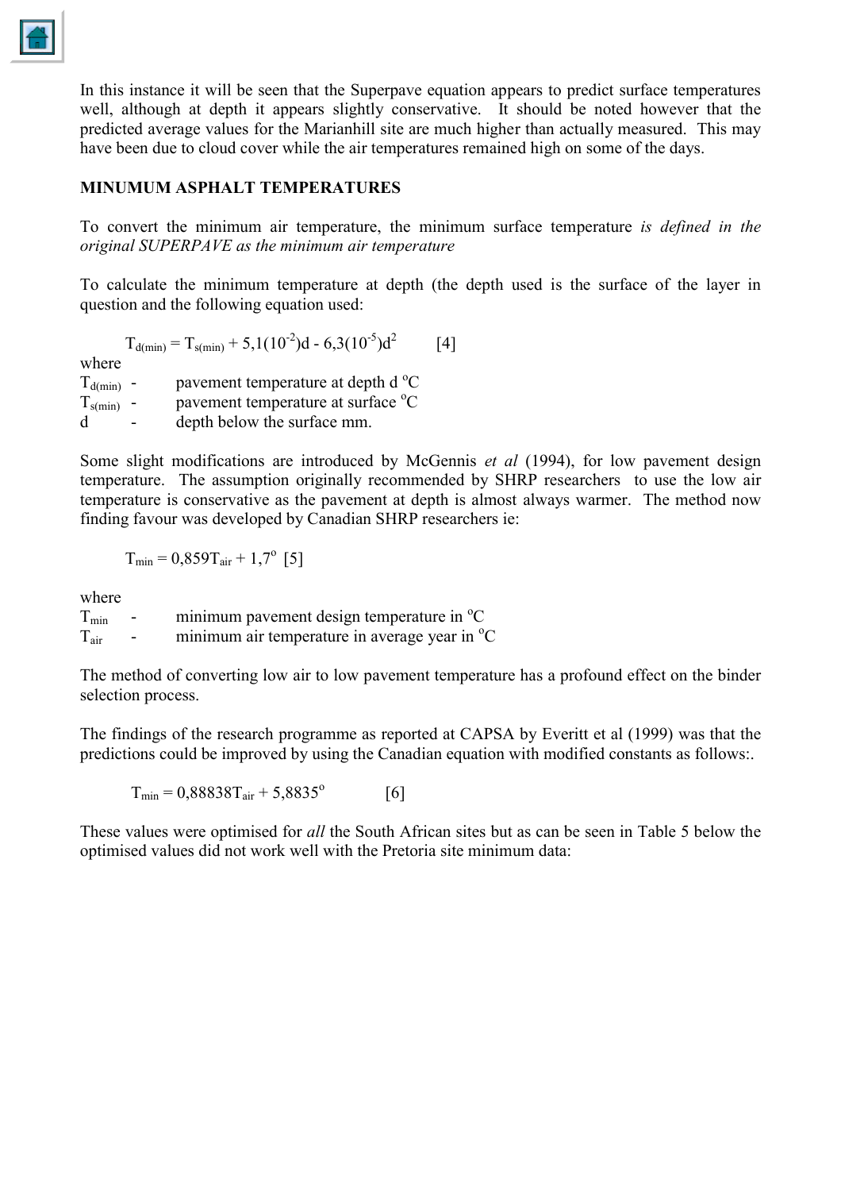In this instance it will be seen that the Superpave equation appears to predict surface temperatures well, although at depth it appears slightly conservative. It should be noted however that the predicted average values for the Marianhill site are much higher than actually measured. This may have been due to cloud cover while the air temperatures remained high on some of the days.

**MINUMUM ASPHALT TEMPERATURES**

To convert the minimum air temperature, the minimum surface temperature *is defined in the original SUPERPAVE as the minimum air temperature*

To calculate the minimum temperature at depth (the depth used is the surface of the layer in question and the following equation used:

$$T_{d(min)} = T_{s(min)} + 5{,}1(10^{-2})d - 6{,}3(10^{-5})d^2 \qquad [4]$$

where

$T_{d(min)}$ - pavement temperature at depth d °C
$T_{s(min)}$ - pavement temperature at surface °C
d - depth below the surface mm.

Some slight modifications are introduced by McGennis *et al* (1994), for low pavement design temperature. The assumption originally recommended by SHRP researchers to use the low air temperature is conservative as the pavement at depth is almost always warmer. The method now finding favour was developed by Canadian SHRP researchers ie:

$$T_{min} = 0{,}859T_{air} + 1{,}7^{o} \quad [5]$$

where

$T_{min}$ - minimum pavement design temperature in °C
$T_{air}$ - minimum air temperature in average year in °C

The method of converting low air to low pavement temperature has a profound effect on the binder selection process.

The findings of the research programme as reported at CAPSA by Everitt et al (1999) was that the predictions could be improved by using the Canadian equation with modified constants as follows:.

$$T_{min} = 0{,}88838T_{air} + 5{,}8835^{o} \qquad [6]$$

These values were optimised for *all* the South African sites but as can be seen in Table 5 below the optimised values did not work well with the Pretoria site minimum data: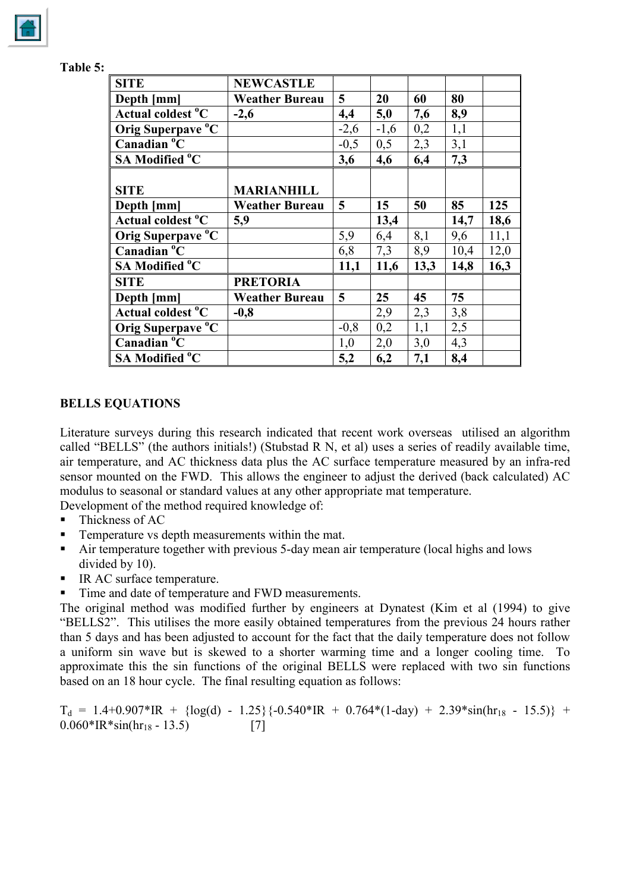**Table 5:**

| **SITE** | **NEWCASTLE** | | | | | |
|---|---|---|---|---|---|---|
| **Depth [mm]** | **Weather Bureau** | **5** | **20** | **60** | **80** | |
| **Actual coldest °C** | **-2,6** | **4,4** | **5,0** | **7,6** | **8,9** | |
| **Orig Superpave °C** | | -2,6 | -1,6 | 0,2 | 1,1 | |
| **Canadian °C** | | -0,5 | 0,5 | 2,3 | 3,1 | |
| **SA Modified °C** | | **3,6** | **4,6** | **6,4** | **7,3** | |
| **SITE** | **MARIANHILL** | | | | | |
| **Depth [mm]** | **Weather Bureau** | **5** | **15** | **50** | **85** | **125** |
| **Actual coldest °C** | **5,9** | | **13,4** | | **14,7** | **18,6** |
| **Orig Superpave °C** | | 5,9 | 6,4 | 8,1 | 9,6 | 11,1 |
| **Canadian °C** | | 6,8 | 7,3 | 8,9 | 10,4 | 12,0 |
| **SA Modified °C** | | **11,1** | **11,6** | **13,3** | **14,8** | **16,3** |
| **SITE** | **PRETORIA** | | | | | |
| **Depth [mm]** | **Weather Bureau** | **5** | **25** | **45** | **75** | |
| **Actual coldest °C** | **-0,8** | | 2,9 | 2,3 | 3,8 | |
| **Orig Superpave °C** | | -0,8 | 0,2 | 1,1 | 2,5 | |
| **Canadian °C** | | 1,0 | 2,0 | 3,0 | 4,3 | |
| **SA Modified °C** | | **5,2** | **6,2** | **7,1** | **8,4** | |

## BELLS EQUATIONS

Literature surveys during this research indicated that recent work overseas utilised an algorithm called "BELLS" (the authors initials!) (Stubstad R N, et al) uses a series of readily available time, air temperature, and AC thickness data plus the AC surface temperature measured by an infra-red sensor mounted on the FWD. This allows the engineer to adjust the derived (back calculated) AC modulus to seasonal or standard values at any other appropriate mat temperature.

Development of the method required knowledge of:

- Thickness of AC
- Temperature vs depth measurements within the mat.
- Air temperature together with previous 5-day mean air temperature (local highs and lows divided by 10).
- IR AC surface temperature.
- Time and date of temperature and FWD measurements.

The original method was modified further by engineers at Dynatest (Kim et al (1994) to give "BELLS2". This utilises the more easily obtained temperatures from the previous 24 hours rather than 5 days and has been adjusted to account for the fact that the daily temperature does not follow a uniform sin wave but is skewed to a shorter warming time and a longer cooling time. To approximate this the sin functions of the original BELLS were replaced with two sin functions based on an 18 hour cycle. The final resulting equation as follows:

$$T_d = 1.4 + 0.907*IR + \{\log(d) - 1.25\}\{-0.540*IR + 0.764*(1\text{-day}) + 2.39*\sin(hr_{18} - 15.5)\} + 0.060*IR*\sin(hr_{18} - 13.5) \qquad [7]$$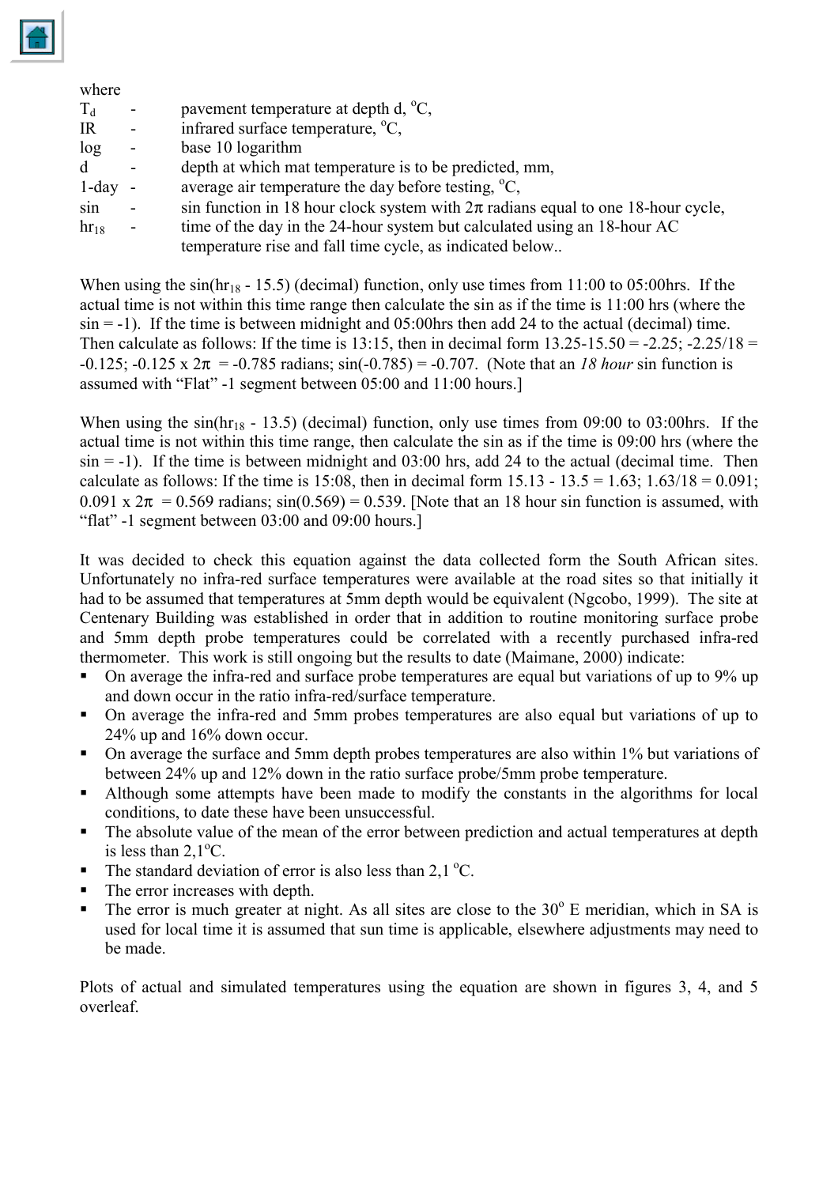where

$T_d$ - pavement temperature at depth d, °C,
IR - infrared surface temperature, °C,
log - base 10 logarithm
d - depth at which mat temperature is to be predicted, mm,
1-day - average air temperature the day before testing, °C,
sin - sin function in 18 hour clock system with $2\pi$ radians equal to one 18-hour cycle,
$hr_{18}$ - time of the day in the 24-hour system but calculated using an 18-hour AC temperature rise and fall time cycle, as indicated below..

When using the $\sin(hr_{18} - 15.5)$ (decimal) function, only use times from 11:00 to 05:00hrs. If the actual time is not within this time range then calculate the sin as if the time is 11:00 hrs (where the sin = -1). If the time is between midnight and 05:00hrs then add 24 to the actual (decimal) time. Then calculate as follows: If the time is 13:15, then in decimal form 13.25-15.50 = -2.25; -2.25/18 = -0.125; -0.125 x $2\pi$ = -0.785 radians; sin(-0.785) = -0.707. (Note that an *18 hour* sin function is assumed with "Flat" -1 segment between 05:00 and 11:00 hours.]

When using the $\sin(hr_{18} - 13.5)$ (decimal) function, only use times from 09:00 to 03:00hrs. If the actual time is not within this time range, then calculate the sin as if the time is 09:00 hrs (where the sin = -1). If the time is between midnight and 03:00 hrs, add 24 to the actual (decimal time. Then calculate as follows: If the time is 15:08, then in decimal form 15.13 - 13.5 = 1.63; 1.63/18 = 0.091; 0.091 x $2\pi$ = 0.569 radians; sin(0.569) = 0.539. [Note that an 18 hour sin function is assumed, with "flat" -1 segment between 03:00 and 09:00 hours.]

It was decided to check this equation against the data collected form the South African sites. Unfortunately no infra-red surface temperatures were available at the road sites so that initially it had to be assumed that temperatures at 5mm depth would be equivalent (Ngcobo, 1999). The site at Centenary Building was established in order that in addition to routine monitoring surface probe and 5mm depth probe temperatures could be correlated with a recently purchased infra-red thermometer. This work is still ongoing but the results to date (Maimane, 2000) indicate:

- On average the infra-red and surface probe temperatures are equal but variations of up to 9% up and down occur in the ratio infra-red/surface temperature.
- On average the infra-red and 5mm probes temperatures are also equal but variations of up to 24% up and 16% down occur.
- On average the surface and 5mm depth probes temperatures are also within 1% but variations of between 24% up and 12% down in the ratio surface probe/5mm probe temperature.
- Although some attempts have been made to modify the constants in the algorithms for local conditions, to date these have been unsuccessful.
- The absolute value of the mean of the error between prediction and actual temperatures at depth is less than 2,1°C.
- The standard deviation of error is also less than 2,1 °C.
- The error increases with depth.
- The error is much greater at night. As all sites are close to the 30° E meridian, which in SA is used for local time it is assumed that sun time is applicable, elsewhere adjustments may need to be made.

Plots of actual and simulated temperatures using the equation are shown in figures 3, 4, and 5 overleaf.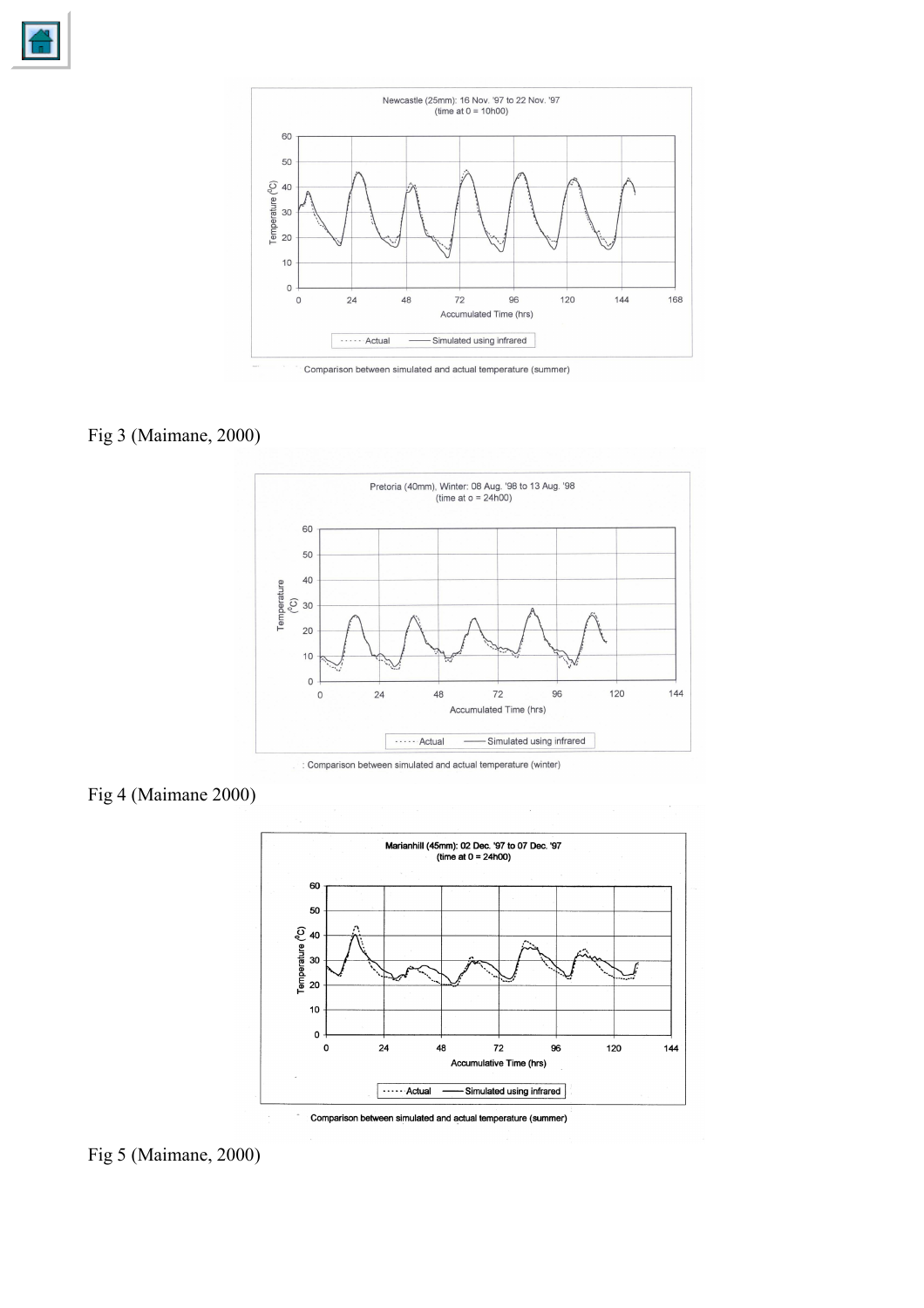Newcastle (25mm): 16 Nov. '97 to 22 Nov. '97
(time at 0 = 10h00)

Comparison between simulated and actual temperature (summer)

Fig 3 (Maimane, 2000)

Pretoria (40mm), Winter: 08 Aug. '98 to 13 Aug. '98
(time at o = 24h00)

: Comparison between simulated and actual temperature (winter)

Fig 4 (Maimane 2000)

Marianhill (45mm): 02 Dec. '97 to 07 Dec. '97
(time at 0 = 24h00)

Comparison between simulated and actual temperature (summer)

Fig 5 (Maimane, 2000)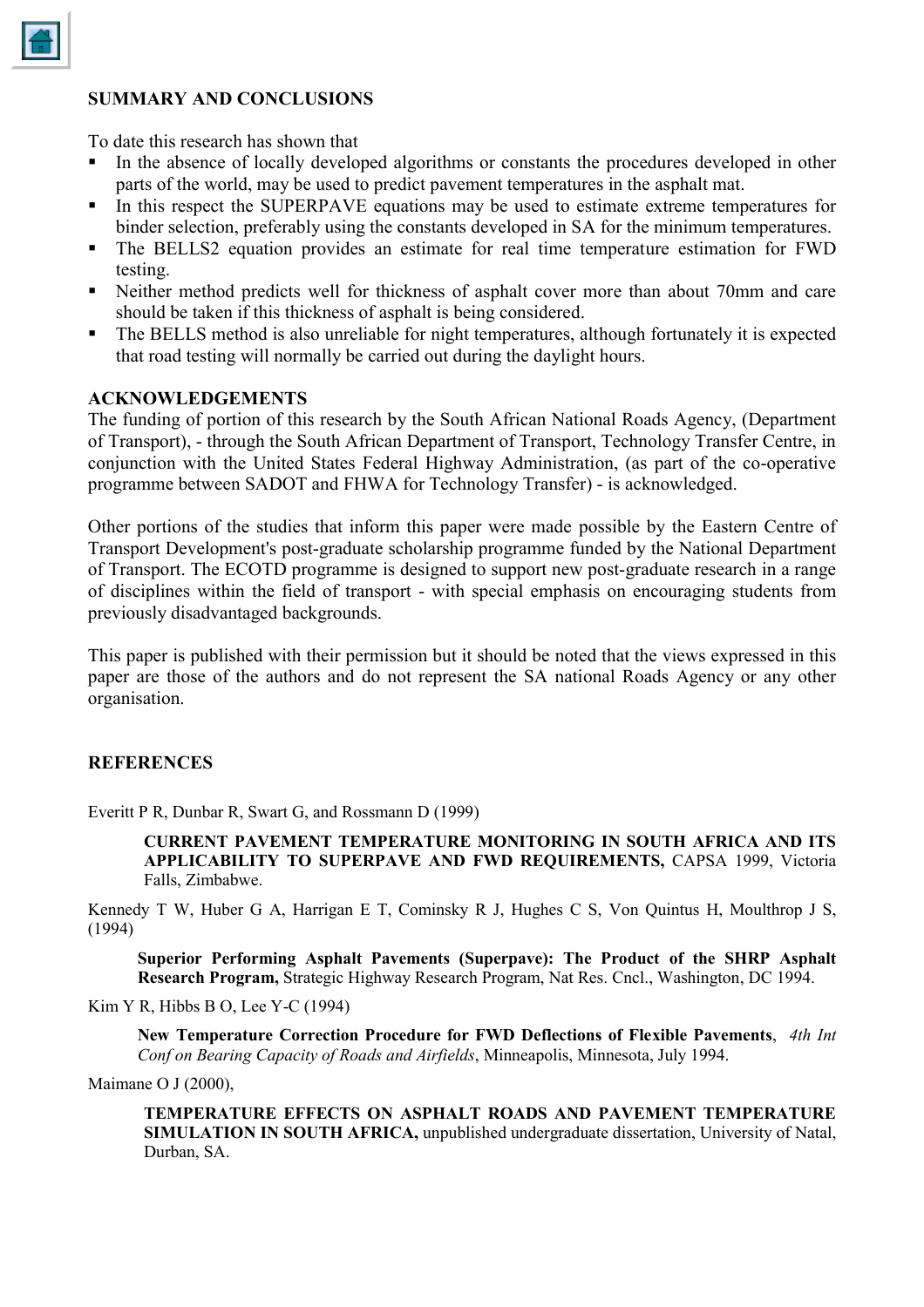## SUMMARY AND CONCLUSIONS

To date this research has shown that

- In the absence of locally developed algorithms or constants the procedures developed in other parts of the world, may be used to predict pavement temperatures in the asphalt mat.
- In this respect the SUPERPAVE equations may be used to estimate extreme temperatures for binder selection, preferably using the constants developed in SA for the minimum temperatures.
- The BELLS2 equation provides an estimate for real time temperature estimation for FWD testing.
- Neither method predicts well for thickness of asphalt cover more than about 70mm and care should be taken if this thickness of asphalt is being considered.
- The BELLS method is also unreliable for night temperatures, although fortunately it is expected that road testing will normally be carried out during the daylight hours.

## ACKNOWLEDGEMENTS

The funding of portion of this research by the South African National Roads Agency, (Department of Transport), - through the South African Department of Transport, Technology Transfer Centre, in conjunction with the United States Federal Highway Administration, (as part of the co-operative programme between SADOT and FHWA for Technology Transfer) - is acknowledged.

Other portions of the studies that inform this paper were made possible by the Eastern Centre of Transport Development's post-graduate scholarship programme funded by the National Department of Transport. The ECOTD programme is designed to support new post-graduate research in a range of disciplines within the field of transport - with special emphasis on encouraging students from previously disadvantaged backgrounds.

This paper is published with their permission but it should be noted that the views expressed in this paper are those of the authors and do not represent the SA national Roads Agency or any other organisation.

## REFERENCES

Everitt P R, Dunbar R, Swart G, and Rossmann D (1999)

> **CURRENT PAVEMENT TEMPERATURE MONITORING IN SOUTH AFRICA AND ITS APPLICABILITY TO SUPERPAVE AND FWD REQUIREMENTS,** CAPSA 1999, Victoria Falls, Zimbabwe.

Kennedy T W, Huber G A, Harrigan E T, Cominsky R J, Hughes C S, Von Quintus H, Moulthrop J S, (1994)

> **Superior Performing Asphalt Pavements (Superpave): The Product of the SHRP Asphalt Research Program,** Strategic Highway Research Program, Nat Res. Cncl., Washington, DC 1994.

Kim Y R, Hibbs B O, Lee Y-C (1994)

> **New Temperature Correction Procedure for FWD Deflections of Flexible Pavements**, *4th Int Conf on Bearing Capacity of Roads and Airfields*, Minneapolis, Minnesota, July 1994.

Maimane O J (2000),

> **TEMPERATURE EFFECTS ON ASPHALT ROADS AND PAVEMENT TEMPERATURE SIMULATION IN SOUTH AFRICA,** unpublished undergraduate dissertation, University of Natal, Durban, SA.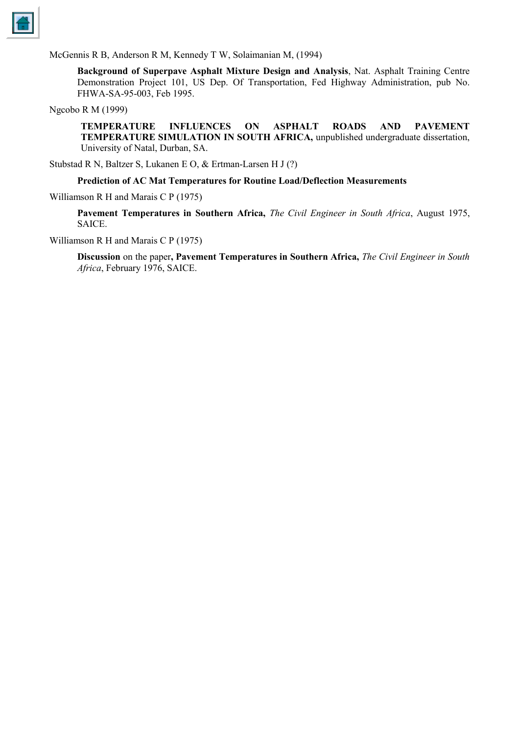McGennis R B, Anderson R M, Kennedy T W, Solaimanian M, (1994)

**Background of Superpave Asphalt Mixture Design and Analysis**, Nat. Asphalt Training Centre Demonstration Project 101, US Dep. Of Transportation, Fed Highway Administration, pub No. FHWA-SA-95-003, Feb 1995.

Ngcobo R M (1999)

**TEMPERATURE INFLUENCES ON ASPHALT ROADS AND PAVEMENT TEMPERATURE SIMULATION IN SOUTH AFRICA,** unpublished undergraduate dissertation, University of Natal, Durban, SA.

Stubstad R N, Baltzer S, Lukanen E O, & Ertman-Larsen H J (?)

**Prediction of AC Mat Temperatures for Routine Load/Deflection Measurements**

Williamson R H and Marais C P (1975)

**Pavement Temperatures in Southern Africa,** *The Civil Engineer in South Africa*, August 1975, SAICE.

Williamson R H and Marais C P (1975)

**Discussion** on the paper**, Pavement Temperatures in Southern Africa,** *The Civil Engineer in South Africa*, February 1976, SAICE.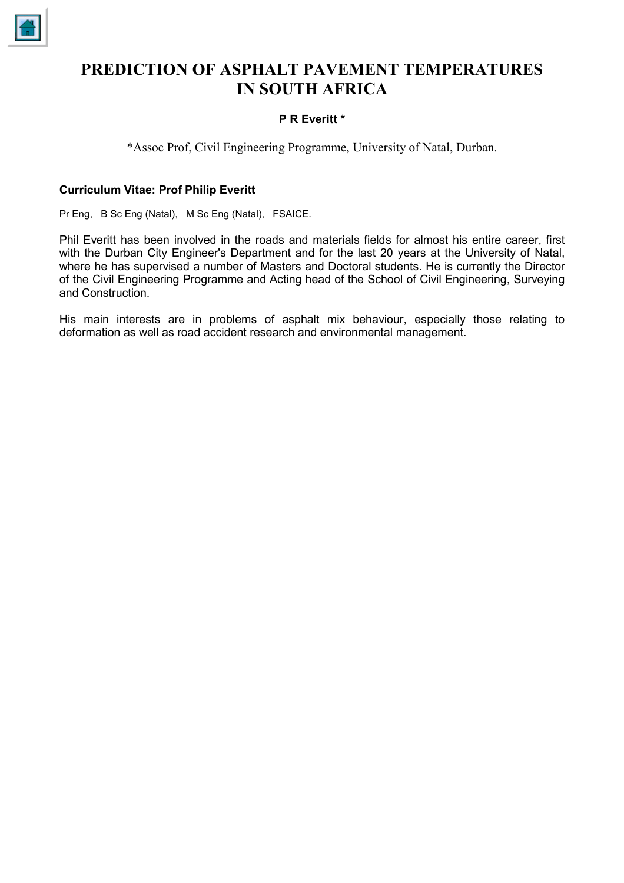# PREDICTION OF ASPHALT PAVEMENT TEMPERATURES IN SOUTH AFRICA

**P R Everitt ***

*Assoc Prof, Civil Engineering Programme, University of Natal, Durban.

### Curriculum Vitae: Prof Philip Everitt

Pr Eng, B Sc Eng (Natal), M Sc Eng (Natal), FSAICE.

Phil Everitt has been involved in the roads and materials fields for almost his entire career, first with the Durban City Engineer's Department and for the last 20 years at the University of Natal, where he has supervised a number of Masters and Doctoral students. He is currently the Director of the Civil Engineering Programme and Acting head of the School of Civil Engineering, Surveying and Construction.

His main interests are in problems of asphalt mix behaviour, especially those relating to deformation as well as road accident research and environmental management.